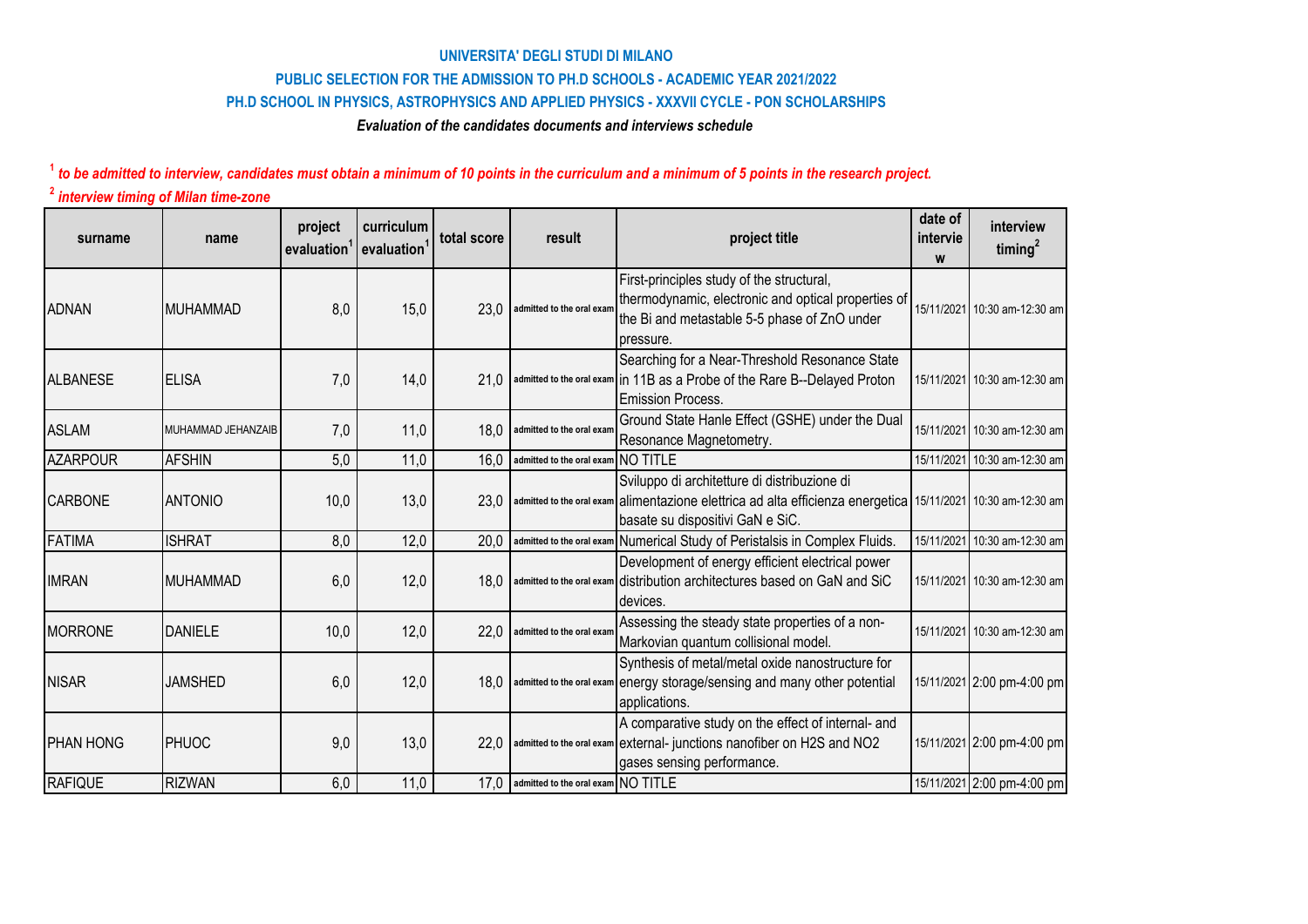**UNIVERSITA' DEGLI STUDI DI MILANO**

**PUBLIC SELECTION FOR THE ADMISSION TO PH.D SCHOOLS - ACADEMIC YEAR 2021/2022**

**PH.D SCHOOL IN PHYSICS, ASTROPHYSICS AND APPLIED PHYSICS - XXXVII CYCLE - PON SCHOLARSHIPS**

***Evaluation of the candidates documents and interviews schedule***

***[1] to be admitted to interview, candidates must obtain a minimum of 10 points in the curriculum and a minimum of 5 points in the research project.***

***[2] interview timing of Milan time-zone***

| surname | name | project evaluation[1] | curriculum evaluation[1] | total score | result | project title | date of interview | interview timing[2] |
|---|---|---|---|---|---|---|---|---|
| ADNAN | MUHAMMAD | 8,0 | 15,0 | 23,0 | admitted to the oral exam | First-principles study of the structural, thermodynamic, electronic and optical properties of the Bi and metastable 5-5 phase of ZnO under pressure. | 15/11/2021 | 10:30 am-12:30 am |
| ALBANESE | ELISA | 7,0 | 14,0 | 21,0 | admitted to the oral exam | Searching for a Near-Threshold Resonance State in 11B as a Probe of the Rare B--Delayed Proton Emission Process. | 15/11/2021 | 10:30 am-12:30 am |
| ASLAM | MUHAMMAD JEHANZAIB | 7,0 | 11,0 | 18,0 | admitted to the oral exam | Ground State Hanle Effect (GSHE) under the Dual Resonance Magnetometry. | 15/11/2021 | 10:30 am-12:30 am |
| AZARPOUR | AFSHIN | 5,0 | 11,0 | 16,0 | admitted to the oral exam | NO TITLE | 15/11/2021 | 10:30 am-12:30 am |
| CARBONE | ANTONIO | 10,0 | 13,0 | 23,0 | admitted to the oral exam | Sviluppo di architetture di distribuzione di alimentazione elettrica ad alta efficienza energetica basate su dispositivi GaN e SiC. | 15/11/2021 | 10:30 am-12:30 am |
| FATIMA | ISHRAT | 8,0 | 12,0 | 20,0 | admitted to the oral exam | Numerical Study of Peristalsis in Complex Fluids. | 15/11/2021 | 10:30 am-12:30 am |
| IMRAN | MUHAMMAD | 6,0 | 12,0 | 18,0 | admitted to the oral exam | Development of energy efficient electrical power distribution architectures based on GaN and SiC devices. | 15/11/2021 | 10:30 am-12:30 am |
| MORRONE | DANIELE | 10,0 | 12,0 | 22,0 | admitted to the oral exam | Assessing the steady state properties of a non-Markovian quantum collisional model. | 15/11/2021 | 10:30 am-12:30 am |
| NISAR | JAMSHED | 6,0 | 12,0 | 18,0 | admitted to the oral exam | Synthesis of metal/metal oxide nanostructure for energy storage/sensing and many other potential applications. | 15/11/2021 | 2:00 pm-4:00 pm |
| PHAN HONG | PHUOC | 9,0 | 13,0 | 22,0 | admitted to the oral exam | A comparative study on the effect of internal- and external- junctions nanofiber on H2S and NO2 gases sensing performance. | 15/11/2021 | 2:00 pm-4:00 pm |
| RAFIQUE | RIZWAN | 6,0 | 11,0 | 17,0 | admitted to the oral exam | NO TITLE | 15/11/2021 | 2:00 pm-4:00 pm |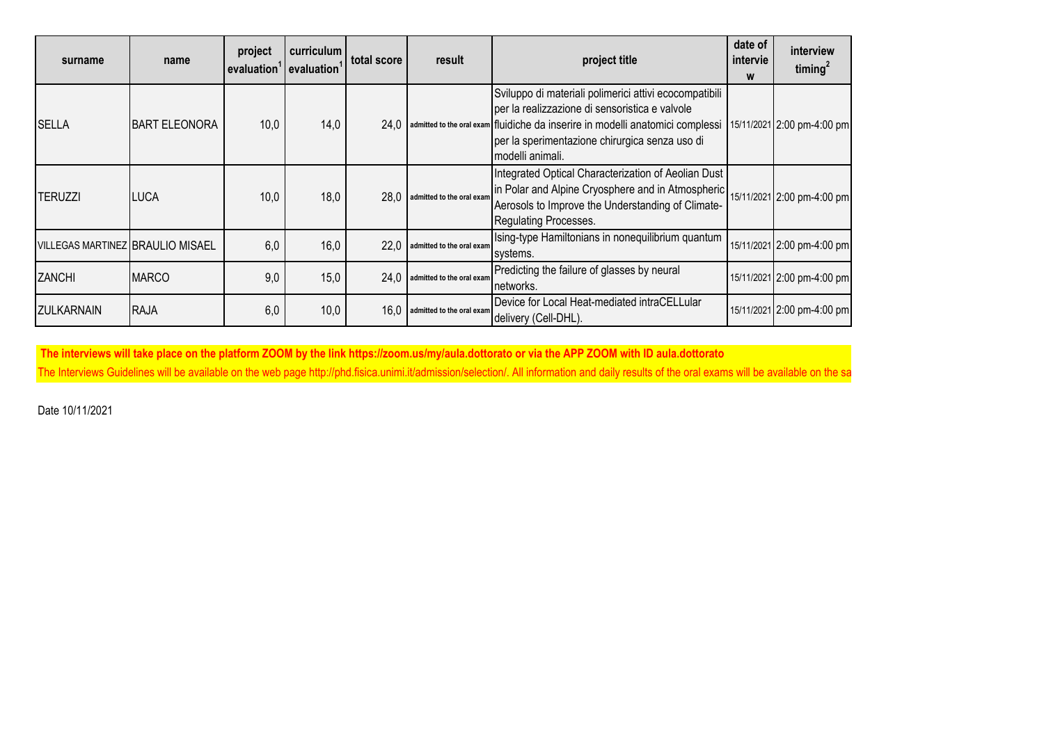| surname | name | project evaluation[1] | curriculum evaluation[1] | total score | result | project title | date of interview | interview timing[2] |
|---|---|---|---|---|---|---|---|---|
| SELLA | BART ELEONORA | 10,0 | 14,0 | 24,0 | admitted to the oral exam | Sviluppo di materiali polimerici attivi ecocompatibili per la realizzazione di sensoristica e valvole fluidiche da inserire in modelli anatomici complessi per la sperimentazione chirurgica senza uso di modelli animali. | 15/11/2021 | 2:00 pm-4:00 pm |
| TERUZZI | LUCA | 10,0 | 18,0 | 28,0 | admitted to the oral exam | Integrated Optical Characterization of Aeolian Dust in Polar and Alpine Cryosphere and in Atmospheric Aerosols to Improve the Understanding of Climate-Regulating Processes. | 15/11/2021 | 2:00 pm-4:00 pm |
| VILLEGAS MARTINEZ | BRAULIO MISAEL | 6,0 | 16,0 | 22,0 | admitted to the oral exam | Ising-type Hamiltonians in nonequilibrium quantum systems. | 15/11/2021 | 2:00 pm-4:00 pm |
| ZANCHI | MARCO | 9,0 | 15,0 | 24,0 | admitted to the oral exam | Predicting the failure of glasses by neural networks. | 15/11/2021 | 2:00 pm-4:00 pm |
| ZULKARNAIN | RAJA | 6,0 | 10,0 | 16,0 | admitted to the oral exam | Device for Local Heat-mediated intraCELLular delivery (Cell-DHL). | 15/11/2021 | 2:00 pm-4:00 pm |

**The interviews will take place on the platform ZOOM by the link https://zoom.us/my/aula.dottorato or via the APP ZOOM with ID aula.dottorato**

The Interviews Guidelines will be available on the web page http://phd.fisica.unimi.it/admission/selection/. All information and daily results of the oral exams will be available on the sa

Date 10/11/2021